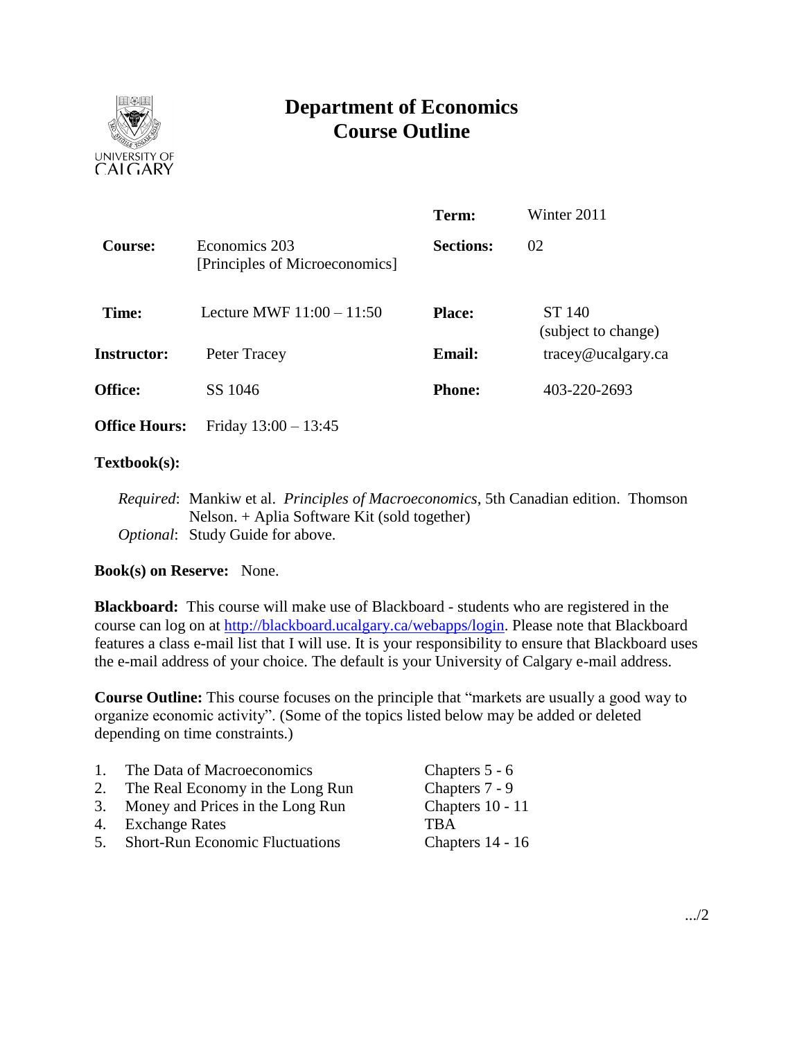# Department of Economics
# Course Outline

| | | | |
|---|---|---|---|
| | | **Term:** | Winter 2011 |
| **Course:** | Economics 203 [Principles of Microeconomics] | **Sections:** | 02 |
| **Time:** | Lecture MWF 11:00 – 11:50 | **Place:** | ST 140 (subject to change) |
| **Instructor:** | Peter Tracey | **Email:** | tracey@ucalgary.ca |
| **Office:** | SS 1046 | **Phone:** | 403-220-2693 |
| **Office Hours:** | Friday 13:00 – 13:45 | | |

**Textbook(s):**

*Required*: Mankiw et al. *Principles of Macroeconomics*, 5th Canadian edition. Thomson Nelson. + Aplia Software Kit (sold together)
*Optional*: Study Guide for above.

**Book(s) on Reserve:** None.

**Blackboard:** This course will make use of Blackboard - students who are registered in the course can log on at http://blackboard.ucalgary.ca/webapps/login. Please note that Blackboard features a class e-mail list that I will use. It is your responsibility to ensure that Blackboard uses the e-mail address of your choice. The default is your University of Calgary e-mail address.

**Course Outline:** This course focuses on the principle that "markets are usually a good way to organize economic activity". (Some of the topics listed below may be added or deleted depending on time constraints.)

| | | |
|---|---|---|
| 1. | The Data of Macroeconomics | Chapters 5 - 6 |
| 2. | The Real Economy in the Long Run | Chapters 7 - 9 |
| 3. | Money and Prices in the Long Run | Chapters 10 - 11 |
| 4. | Exchange Rates | TBA |
| 5. | Short-Run Economic Fluctuations | Chapters 14 - 16 |

.../2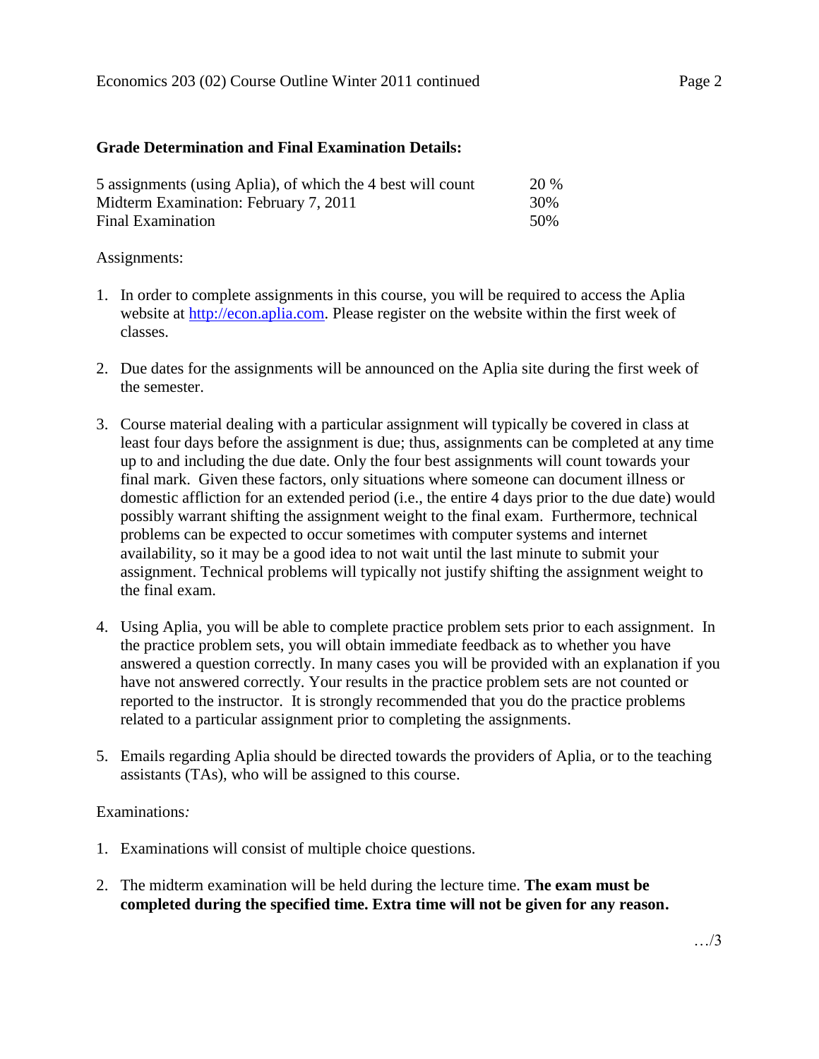**Grade Determination and Final Examination Details:**

| | |
|---|---|
| 5 assignments (using Aplia), of which the 4 best will count | 20 % |
| Midterm Examination: February 7, 2011 | 30% |
| Final Examination | 50% |

Assignments:

1. In order to complete assignments in this course, you will be required to access the Aplia website at [http://econ.aplia.com](http://econ.aplia.com). Please register on the website within the first week of classes.

2. Due dates for the assignments will be announced on the Aplia site during the first week of the semester.

3. Course material dealing with a particular assignment will typically be covered in class at least four days before the assignment is due; thus, assignments can be completed at any time up to and including the due date. Only the four best assignments will count towards your final mark. Given these factors, only situations where someone can document illness or domestic affliction for an extended period (i.e., the entire 4 days prior to the due date) would possibly warrant shifting the assignment weight to the final exam. Furthermore, technical problems can be expected to occur sometimes with computer systems and internet availability, so it may be a good idea to not wait until the last minute to submit your assignment. Technical problems will typically not justify shifting the assignment weight to the final exam.

4. Using Aplia, you will be able to complete practice problem sets prior to each assignment. In the practice problem sets, you will obtain immediate feedback as to whether you have answered a question correctly. In many cases you will be provided with an explanation if you have not answered correctly. Your results in the practice problem sets are not counted or reported to the instructor. It is strongly recommended that you do the practice problems related to a particular assignment prior to completing the assignments.

5. Emails regarding Aplia should be directed towards the providers of Aplia, or to the teaching assistants (TAs), who will be assigned to this course.

Examinations*:*

1. Examinations will consist of multiple choice questions.

2. The midterm examination will be held during the lecture time. **The exam must be completed during the specified time. Extra time will not be given for any reason.**

…/3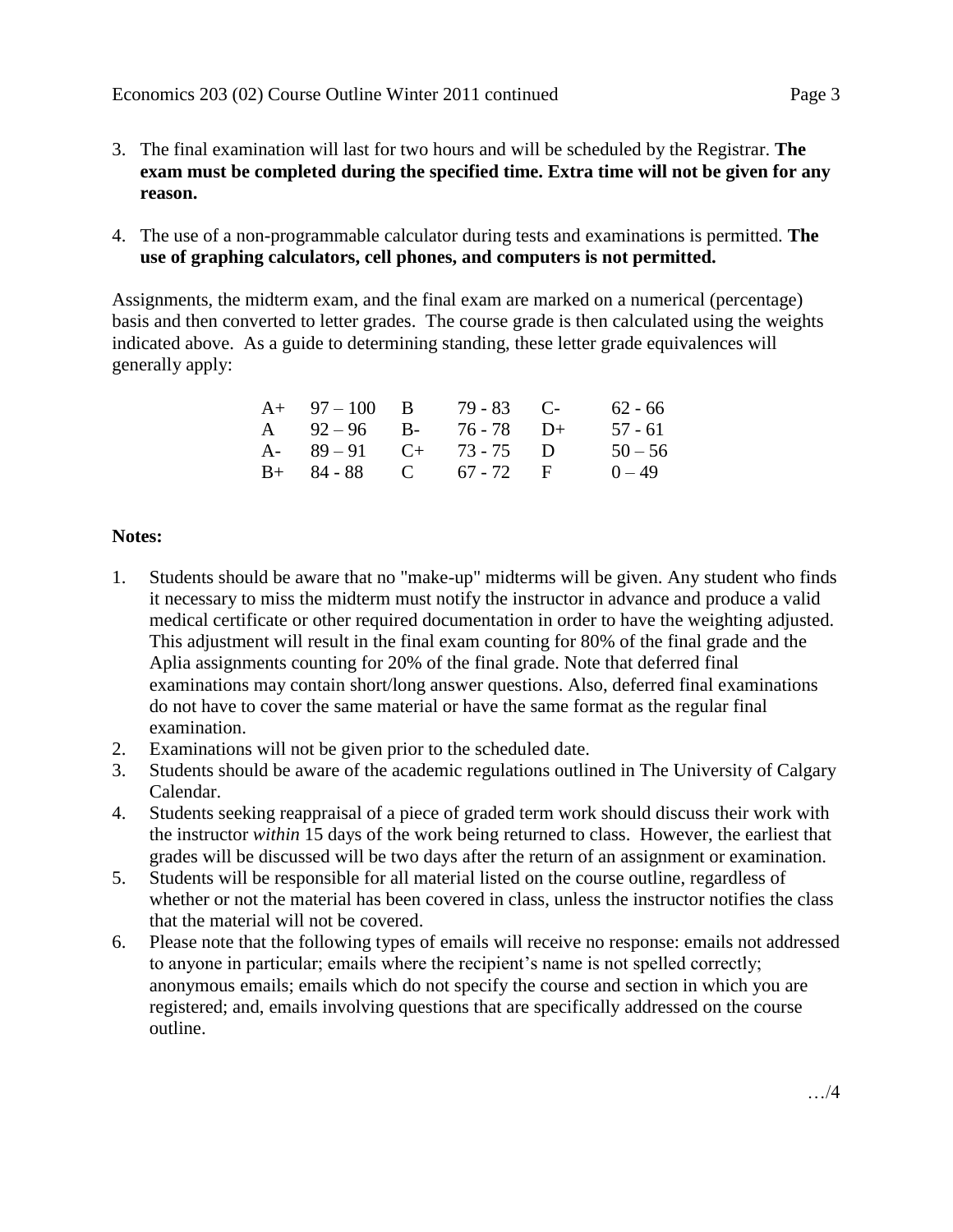3. The final examination will last for two hours and will be scheduled by the Registrar. **The exam must be completed during the specified time. Extra time will not be given for any reason.**

4. The use of a non-programmable calculator during tests and examinations is permitted. **The use of graphing calculators, cell phones, and computers is not permitted.**

Assignments, the midterm exam, and the final exam are marked on a numerical (percentage) basis and then converted to letter grades. The course grade is then calculated using the weights indicated above. As a guide to determining standing, these letter grade equivalences will generally apply:

| | | | | | |
|---|---|---|---|---|---|
| A+ | 97 – 100 | B | 79 - 83 | C- | 62 - 66 |
| A | 92 – 96 | B- | 76 - 78 | D+ | 57 - 61 |
| A- | 89 – 91 | C+ | 73 - 75 | D | 50 – 56 |
| B+ | 84 - 88 | C | 67 - 72 | F | 0 – 49 |

**Notes:**

1. Students should be aware that no "make-up" midterms will be given. Any student who finds it necessary to miss the midterm must notify the instructor in advance and produce a valid medical certificate or other required documentation in order to have the weighting adjusted. This adjustment will result in the final exam counting for 80% of the final grade and the Aplia assignments counting for 20% of the final grade. Note that deferred final examinations may contain short/long answer questions. Also, deferred final examinations do not have to cover the same material or have the same format as the regular final examination.
2. Examinations will not be given prior to the scheduled date.
3. Students should be aware of the academic regulations outlined in The University of Calgary Calendar.
4. Students seeking reappraisal of a piece of graded term work should discuss their work with the instructor *within* 15 days of the work being returned to class. However, the earliest that grades will be discussed will be two days after the return of an assignment or examination.
5. Students will be responsible for all material listed on the course outline, regardless of whether or not the material has been covered in class, unless the instructor notifies the class that the material will not be covered.
6. Please note that the following types of emails will receive no response: emails not addressed to anyone in particular; emails where the recipient's name is not spelled correctly; anonymous emails; emails which do not specify the course and section in which you are registered; and, emails involving questions that are specifically addressed on the course outline.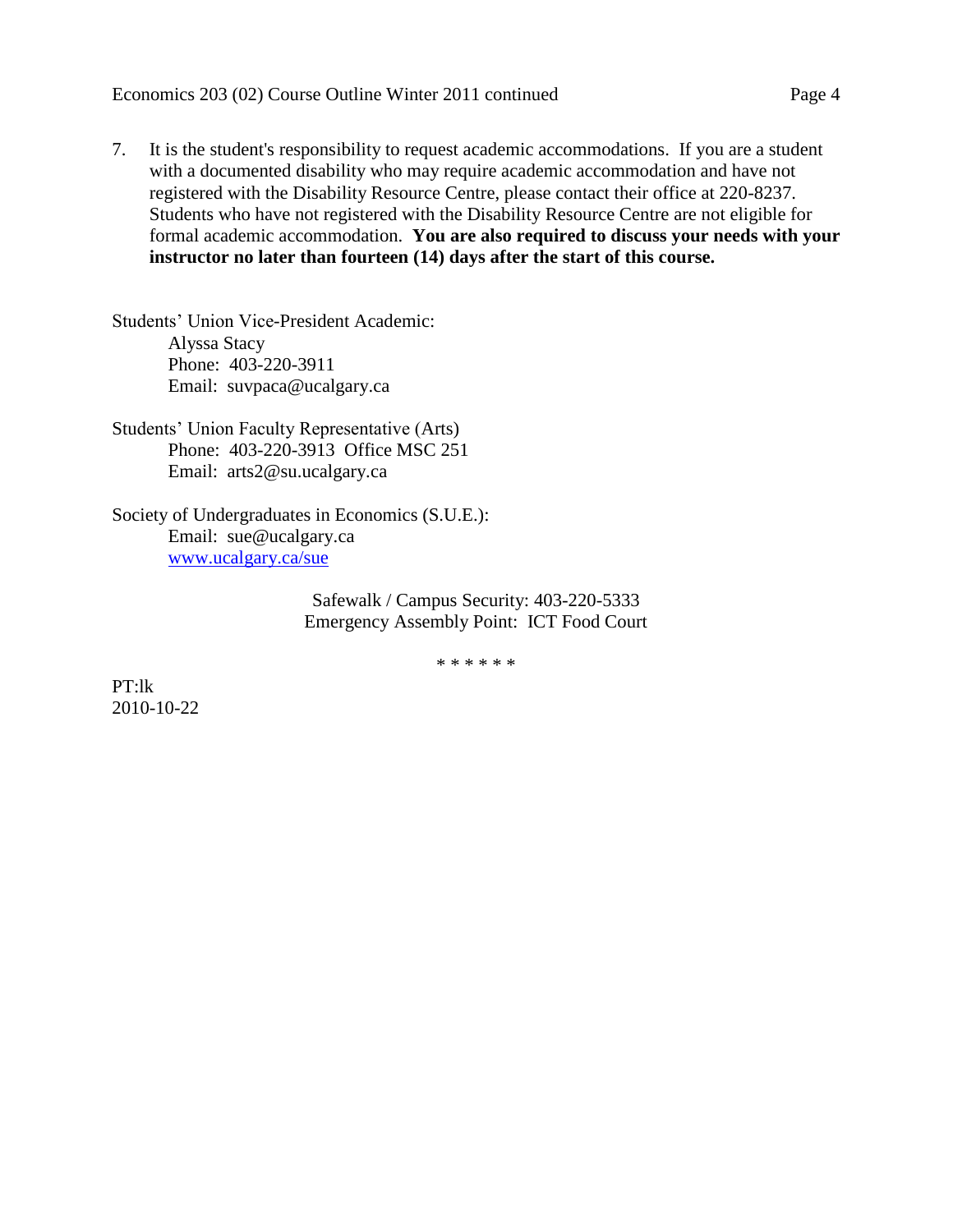7. It is the student's responsibility to request academic accommodations. If you are a student with a documented disability who may require academic accommodation and have not registered with the Disability Resource Centre, please contact their office at 220-8237. Students who have not registered with the Disability Resource Centre are not eligible for formal academic accommodation. **You are also required to discuss your needs with your instructor no later than fourteen (14) days after the start of this course.**

Students' Union Vice-President Academic:
Alyssa Stacy
Phone: 403-220-3911
Email: suvpaca@ucalgary.ca

Students' Union Faculty Representative (Arts)
Phone: 403-220-3913 Office MSC 251
Email: arts2@su.ucalgary.ca

Society of Undergraduates in Economics (S.U.E.):
Email: sue@ucalgary.ca
[www.ucalgary.ca/sue](http://www.ucalgary.ca/sue)

Safewalk / Campus Security: 403-220-5333
Emergency Assembly Point: ICT Food Court

* * * * * *

PT:lk
2010-10-22